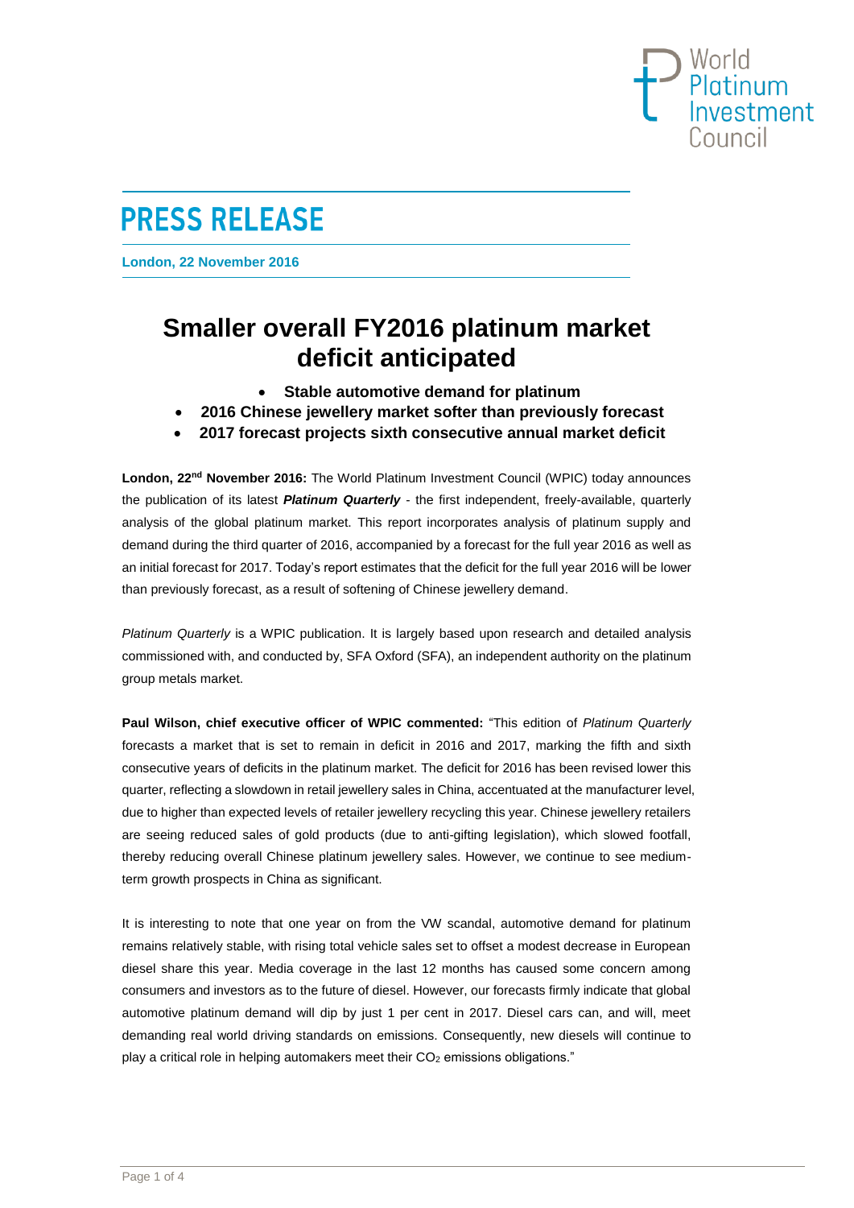World Platinum Investment Council

# PRESS RELEASE

**London, 22 November 2016**

## Smaller overall FY2016 platinum market deficit anticipated

- **Stable automotive demand for platinum**
- **2016 Chinese jewellery market softer than previously forecast**
- **2017 forecast projects sixth consecutive annual market deficit**

**London, 22nd November 2016:** The World Platinum Investment Council (WPIC) today announces the publication of its latest ***Platinum Quarterly*** - the first independent, freely-available, quarterly analysis of the global platinum market. This report incorporates analysis of platinum supply and demand during the third quarter of 2016, accompanied by a forecast for the full year 2016 as well as an initial forecast for 2017. Today's report estimates that the deficit for the full year 2016 will be lower than previously forecast, as a result of softening of Chinese jewellery demand.

*Platinum Quarterly* is a WPIC publication. It is largely based upon research and detailed analysis commissioned with, and conducted by, SFA Oxford (SFA), an independent authority on the platinum group metals market.

**Paul Wilson, chief executive officer of WPIC commented:** "This edition of *Platinum Quarterly* forecasts a market that is set to remain in deficit in 2016 and 2017, marking the fifth and sixth consecutive years of deficits in the platinum market. The deficit for 2016 has been revised lower this quarter, reflecting a slowdown in retail jewellery sales in China, accentuated at the manufacturer level, due to higher than expected levels of retailer jewellery recycling this year. Chinese jewellery retailers are seeing reduced sales of gold products (due to anti-gifting legislation), which slowed footfall, thereby reducing overall Chinese platinum jewellery sales. However, we continue to see medium-term growth prospects in China as significant.

It is interesting to note that one year on from the VW scandal, automotive demand for platinum remains relatively stable, with rising total vehicle sales set to offset a modest decrease in European diesel share this year. Media coverage in the last 12 months has caused some concern among consumers and investors as to the future of diesel. However, our forecasts firmly indicate that global automotive platinum demand will dip by just 1 per cent in 2017. Diesel cars can, and will, meet demanding real world driving standards on emissions. Consequently, new diesels will continue to play a critical role in helping automakers meet their $CO_2$ emissions obligations."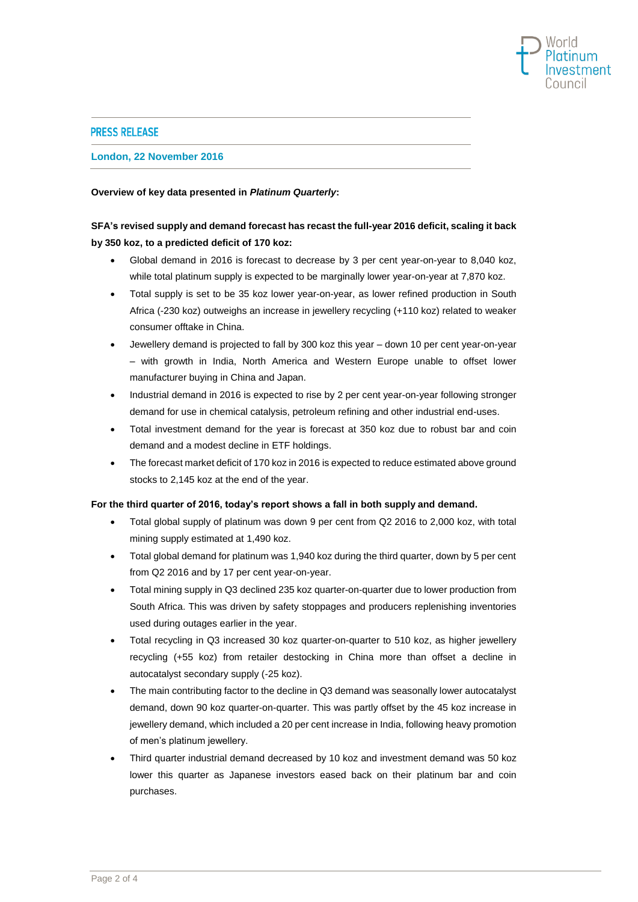**PRESS RELEASE**

**London, 22 November 2016**

**Overview of key data presented in *Platinum Quarterly*:**

**SFA's revised supply and demand forecast has recast the full-year 2016 deficit, scaling it back by 350 koz, to a predicted deficit of 170 koz:**

- Global demand in 2016 is forecast to decrease by 3 per cent year-on-year to 8,040 koz, while total platinum supply is expected to be marginally lower year-on-year at 7,870 koz.
- Total supply is set to be 35 koz lower year-on-year, as lower refined production in South Africa (-230 koz) outweighs an increase in jewellery recycling (+110 koz) related to weaker consumer offtake in China.
- Jewellery demand is projected to fall by 300 koz this year – down 10 per cent year-on-year – with growth in India, North America and Western Europe unable to offset lower manufacturer buying in China and Japan.
- Industrial demand in 2016 is expected to rise by 2 per cent year-on-year following stronger demand for use in chemical catalysis, petroleum refining and other industrial end-uses.
- Total investment demand for the year is forecast at 350 koz due to robust bar and coin demand and a modest decline in ETF holdings.
- The forecast market deficit of 170 koz in 2016 is expected to reduce estimated above ground stocks to 2,145 koz at the end of the year.

**For the third quarter of 2016, today's report shows a fall in both supply and demand.**

- Total global supply of platinum was down 9 per cent from Q2 2016 to 2,000 koz, with total mining supply estimated at 1,490 koz.
- Total global demand for platinum was 1,940 koz during the third quarter, down by 5 per cent from Q2 2016 and by 17 per cent year-on-year.
- Total mining supply in Q3 declined 235 koz quarter-on-quarter due to lower production from South Africa. This was driven by safety stoppages and producers replenishing inventories used during outages earlier in the year.
- Total recycling in Q3 increased 30 koz quarter-on-quarter to 510 koz, as higher jewellery recycling (+55 koz) from retailer destocking in China more than offset a decline in autocatalyst secondary supply (-25 koz).
- The main contributing factor to the decline in Q3 demand was seasonally lower autocatalyst demand, down 90 koz quarter-on-quarter. This was partly offset by the 45 koz increase in jewellery demand, which included a 20 per cent increase in India, following heavy promotion of men's platinum jewellery.
- Third quarter industrial demand decreased by 10 koz and investment demand was 50 koz lower this quarter as Japanese investors eased back on their platinum bar and coin purchases.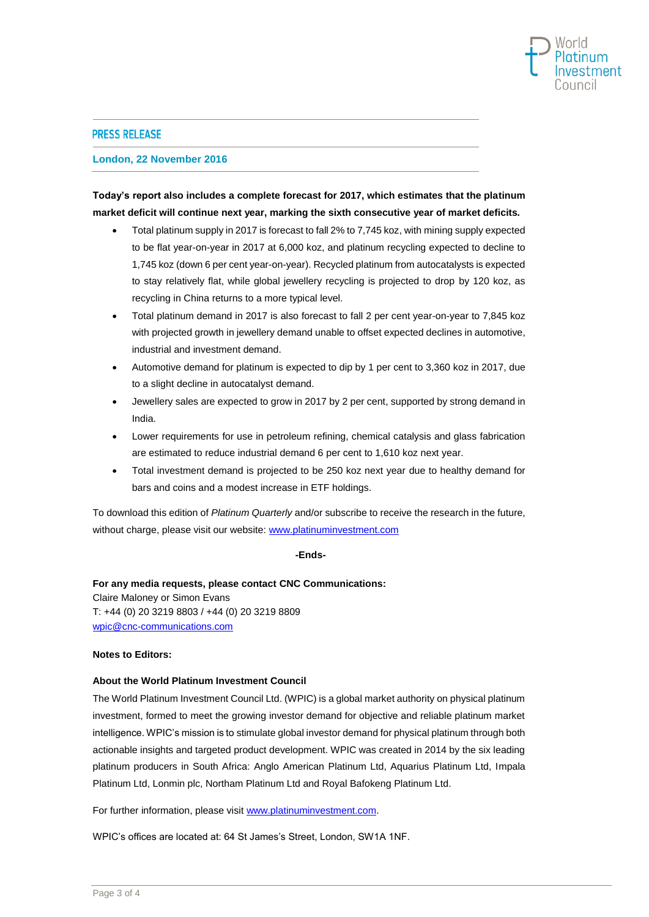PRESS RELEASE

**London, 22 November 2016**

**Today's report also includes a complete forecast for 2017, which estimates that the platinum market deficit will continue next year, marking the sixth consecutive year of market deficits.**

- Total platinum supply in 2017 is forecast to fall 2% to 7,745 koz, with mining supply expected to be flat year-on-year in 2017 at 6,000 koz, and platinum recycling expected to decline to 1,745 koz (down 6 per cent year-on-year). Recycled platinum from autocatalysts is expected to stay relatively flat, while global jewellery recycling is projected to drop by 120 koz, as recycling in China returns to a more typical level.
- Total platinum demand in 2017 is also forecast to fall 2 per cent year-on-year to 7,845 koz with projected growth in jewellery demand unable to offset expected declines in automotive, industrial and investment demand.
- Automotive demand for platinum is expected to dip by 1 per cent to 3,360 koz in 2017, due to a slight decline in autocatalyst demand.
- Jewellery sales are expected to grow in 2017 by 2 per cent, supported by strong demand in India.
- Lower requirements for use in petroleum refining, chemical catalysis and glass fabrication are estimated to reduce industrial demand 6 per cent to 1,610 koz next year.
- Total investment demand is projected to be 250 koz next year due to healthy demand for bars and coins and a modest increase in ETF holdings.

To download this edition of *Platinum Quarterly* and/or subscribe to receive the research in the future, without charge, please visit our website: www.platinuminvestment.com

**-Ends-**

**For any media requests, please contact CNC Communications:**
Claire Maloney or Simon Evans
T: +44 (0) 20 3219 8803 / +44 (0) 20 3219 8809
wpic@cnc-communications.com

**Notes to Editors:**

**About the World Platinum Investment Council**

The World Platinum Investment Council Ltd. (WPIC) is a global market authority on physical platinum investment, formed to meet the growing investor demand for objective and reliable platinum market intelligence. WPIC's mission is to stimulate global investor demand for physical platinum through both actionable insights and targeted product development. WPIC was created in 2014 by the six leading platinum producers in South Africa: Anglo American Platinum Ltd, Aquarius Platinum Ltd, Impala Platinum Ltd, Lonmin plc, Northam Platinum Ltd and Royal Bafokeng Platinum Ltd.

For further information, please visit www.platinuminvestment.com.

WPIC's offices are located at: 64 St James's Street, London, SW1A 1NF.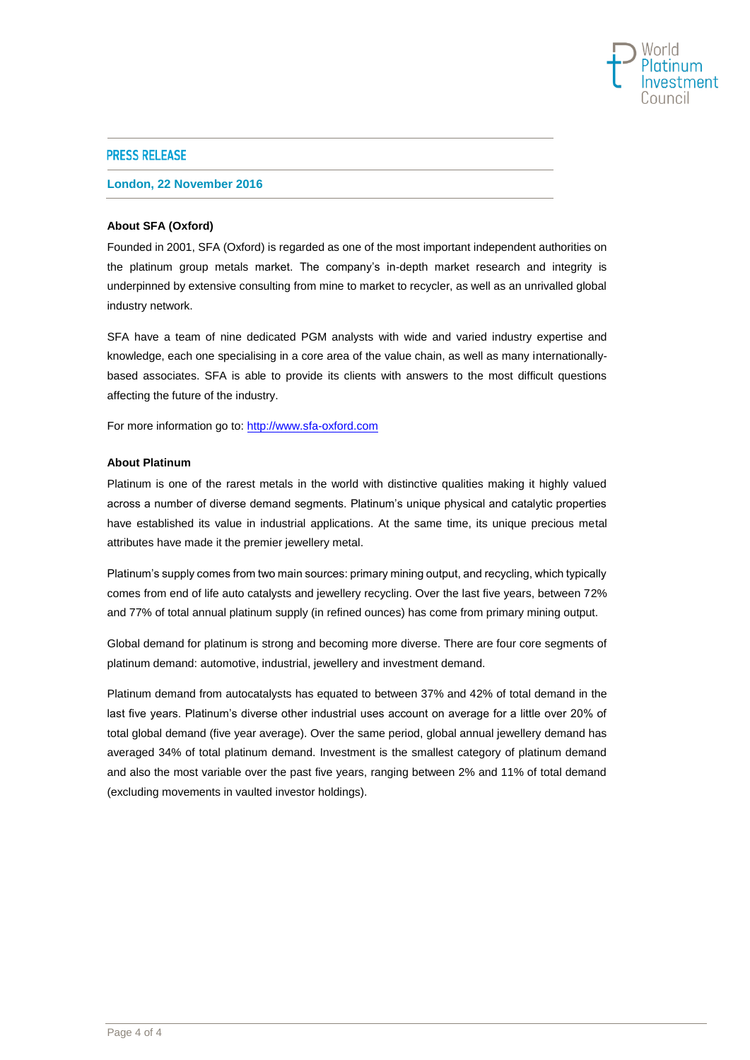## PRESS RELEASE

**London, 22 November 2016**

**About SFA (Oxford)**

Founded in 2001, SFA (Oxford) is regarded as one of the most important independent authorities on the platinum group metals market. The company's in-depth market research and integrity is underpinned by extensive consulting from mine to market to recycler, as well as an unrivalled global industry network.

SFA have a team of nine dedicated PGM analysts with wide and varied industry expertise and knowledge, each one specialising in a core area of the value chain, as well as many internationally-based associates. SFA is able to provide its clients with answers to the most difficult questions affecting the future of the industry.

For more information go to: http://www.sfa-oxford.com

**About Platinum**

Platinum is one of the rarest metals in the world with distinctive qualities making it highly valued across a number of diverse demand segments. Platinum's unique physical and catalytic properties have established its value in industrial applications. At the same time, its unique precious metal attributes have made it the premier jewellery metal.

Platinum's supply comes from two main sources: primary mining output, and recycling, which typically comes from end of life auto catalysts and jewellery recycling. Over the last five years, between 72% and 77% of total annual platinum supply (in refined ounces) has come from primary mining output.

Global demand for platinum is strong and becoming more diverse. There are four core segments of platinum demand: automotive, industrial, jewellery and investment demand.

Platinum demand from autocatalysts has equated to between 37% and 42% of total demand in the last five years. Platinum's diverse other industrial uses account on average for a little over 20% of total global demand (five year average). Over the same period, global annual jewellery demand has averaged 34% of total platinum demand. Investment is the smallest category of platinum demand and also the most variable over the past five years, ranging between 2% and 11% of total demand (excluding movements in vaulted investor holdings).